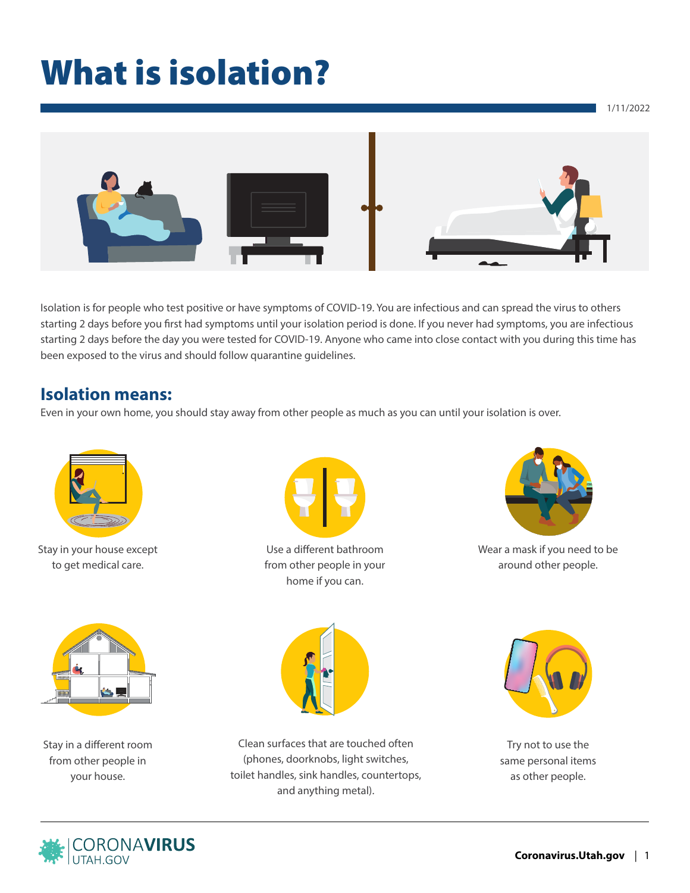# What is isolation?

1/11/2022

Isolation is for people who test positive or have symptoms of COVID-19. You are infectious and can spread the virus to others starting 2 days before you first had symptoms until your isolation period is done. If you never had symptoms, you are infectious starting 2 days before the day you were tested for COVID-19. Anyone who came into close contact with you during this time has been exposed to the virus and should follow quarantine guidelines.

## Isolation means:

Even in your own home, you should stay away from other people as much as you can until your isolation is over.

- Stay in your house except to get medical care.
- Use a different bathroom from other people in your home if you can.
- Wear a mask if you need to be around other people.
- Stay in a different room from other people in your house.
- Clean surfaces that are touched often (phones, doorknobs, light switches, toilet handles, sink handles, countertops, and anything metal).
- Try not to use the same personal items as other people.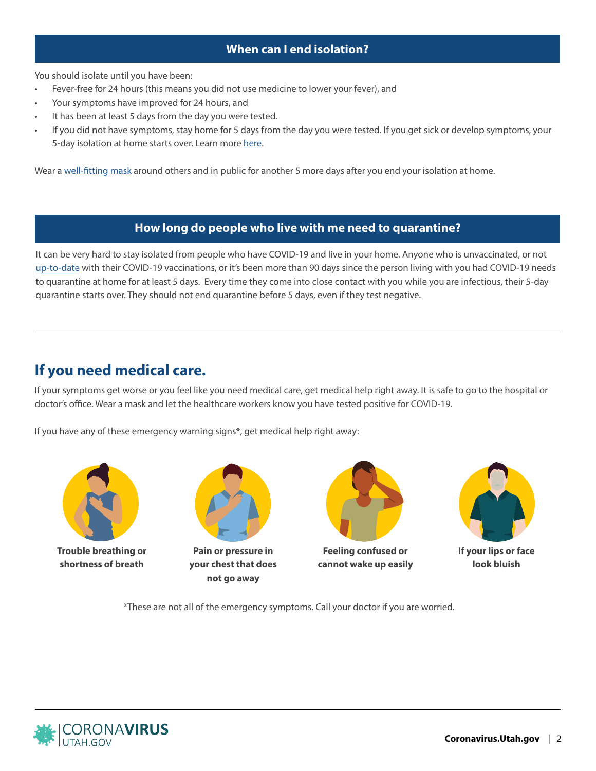## When can I end isolation?

You should isolate until you have been:

- Fever-free for 24 hours (this means you did not use medicine to lower your fever), and
- Your symptoms have improved for 24 hours, and
- It has been at least 5 days from the day you were tested.
- If you did not have symptoms, stay home for 5 days from the day you were tested. If you get sick or develop symptoms, your 5-day isolation at home starts over. Learn more here.

Wear a well-fitting mask around others and in public for another 5 more days after you end your isolation at home.

## How long do people who live with me need to quarantine?

It can be very hard to stay isolated from people who have COVID-19 and live in your home. Anyone who is unvaccinated, or not up-to-date with their COVID-19 vaccinations, or it's been more than 90 days since the person living with you had COVID-19 needs to quarantine at home for at least 5 days. Every time they come into close contact with you while you are infectious, their 5-day quarantine starts over. They should not end quarantine before 5 days, even if they test negative.

---

# If you need medical care.

If your symptoms get worse or you feel like you need medical care, get medical help right away. It is safe to go to the hospital or doctor's office. Wear a mask and let the healthcare workers know you have tested positive for COVID-19.

If you have any of these emergency warning signs*, get medical help right away:

**Trouble breathing or shortness of breath**

**Pain or pressure in your chest that does not go away**

**Feeling confused or cannot wake up easily**

**If your lips or face look bluish**

*These are not all of the emergency symptoms. Call your doctor if you are worried.

CORONAVIRUS UTAH.GOV

Coronavirus.Utah.gov